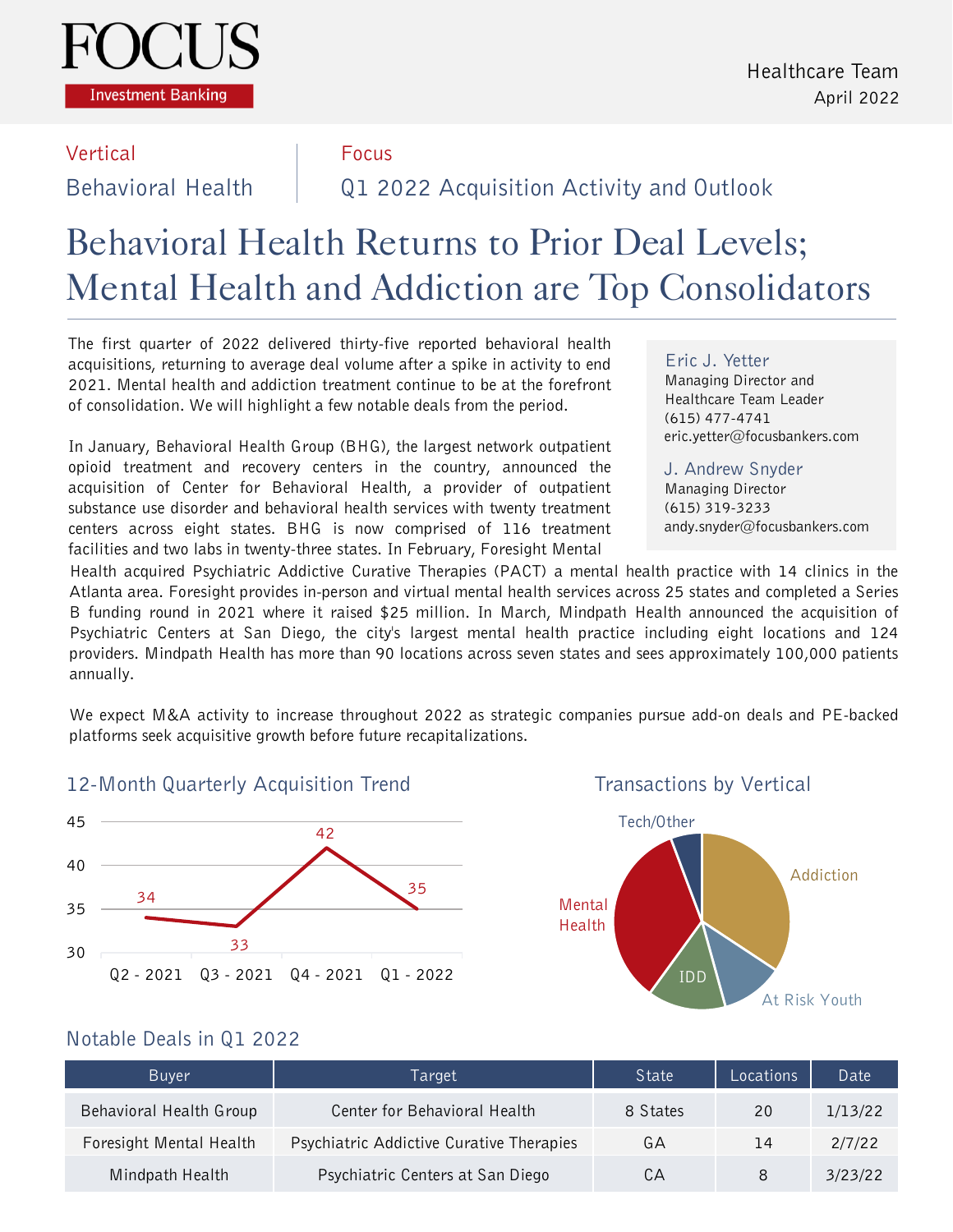# FOCUS

Investment Banking

Healthcare Team
April 2022

Vertical
Behavioral Health

Focus
Q1 2022 Acquisition Activity and Outlook

# Behavioral Health Returns to Prior Deal Levels; Mental Health and Addiction are Top Consolidators

**Eric J. Yetter**
Managing Director and
Healthcare Team Leader
(615) 477-4741
eric.yetter@focusbankers.com

**J. Andrew Snyder**
Managing Director
(615) 319-3233
andy.snyder@focusbankers.com

The first quarter of 2022 delivered thirty-five reported behavioral health acquisitions, returning to average deal volume after a spike in activity to end 2021. Mental health and addiction treatment continue to be at the forefront of consolidation. We will highlight a few notable deals from the period.

In January, Behavioral Health Group (BHG), the largest network outpatient opioid treatment and recovery centers in the country, announced the acquisition of Center for Behavioral Health, a provider of outpatient substance use disorder and behavioral health services with twenty treatment centers across eight states. BHG is now comprised of 116 treatment facilities and two labs in twenty-three states. In February, Foresight Mental Health acquired Psychiatric Addictive Curative Therapies (PACT) a mental health practice with 14 clinics in the Atlanta area. Foresight provides in-person and virtual mental health services across 25 states and completed a Series B funding round in 2021 where it raised $25 million. In March, Mindpath Health announced the acquisition of Psychiatric Centers at San Diego, the city's largest mental health practice including eight locations and 124 providers. Mindpath Health has more than 90 locations across seven states and sees approximately 100,000 patients annually.

We expect M&A activity to increase throughout 2022 as strategic companies pursue add-on deals and PE-backed platforms seek acquisitive growth before future recapitalizations.

## 12-Month Quarterly Acquisition Trend

| Quarter | Acquisitions |
|---|---|
| Q2 - 2021 | 34 |
| Q3 - 2021 | 33 |
| Q4 - 2021 | 42 |
| Q1 - 2022 | 35 |

## Transactions by Vertical

Addiction, At Risk Youth, IDD, Mental Health, Tech/Other

## Notable Deals in Q1 2022

| Buyer | Target | State | Locations | Date |
|---|---|---|---|---|
| Behavioral Health Group | Center for Behavioral Health | 8 States | 20 | 1/13/22 |
| Foresight Mental Health | Psychiatric Addictive Curative Therapies | GA | 14 | 2/7/22 |
| Mindpath Health | Psychiatric Centers at San Diego | CA | 8 | 3/23/22 |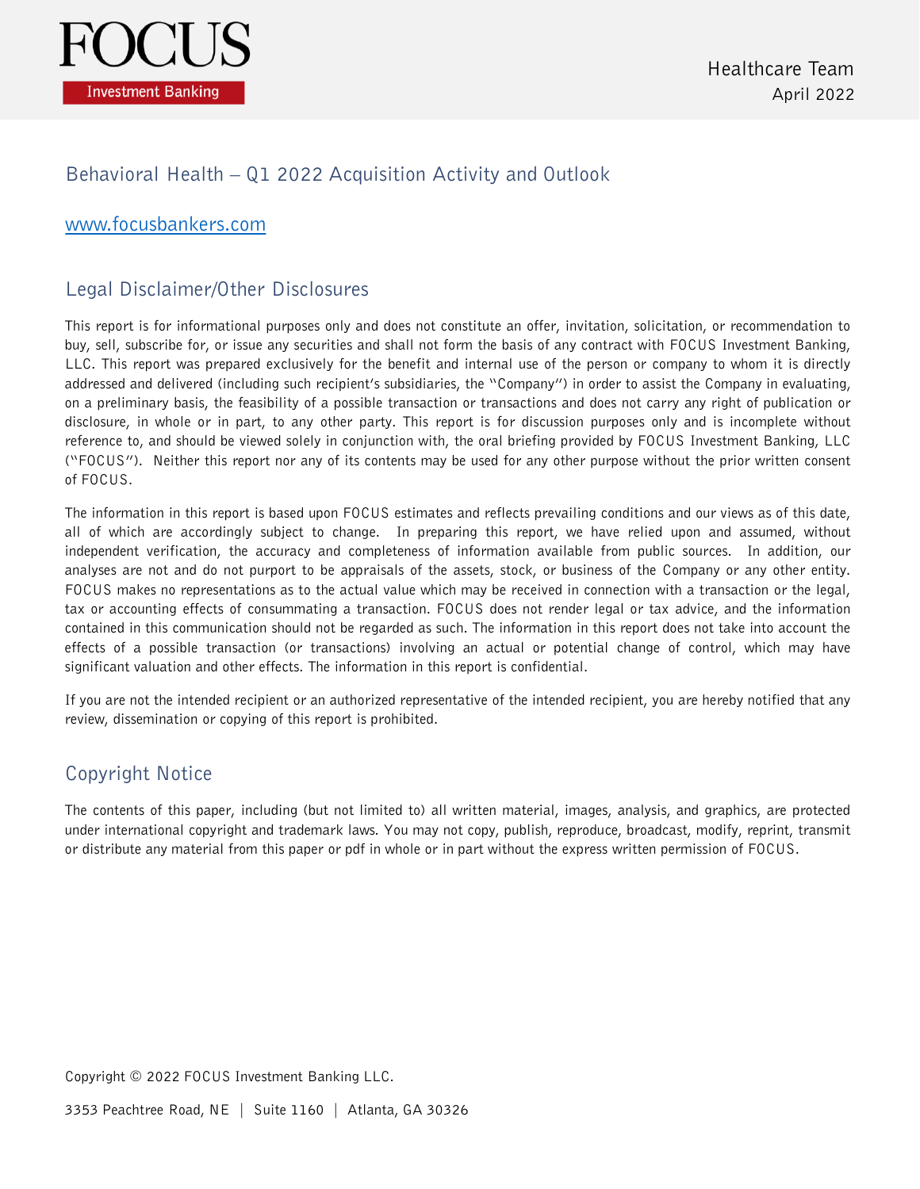FOCUS

Investment Banking

Healthcare Team
April 2022

## Behavioral Health – Q1 2022 Acquisition Activity and Outlook

www.focusbankers.com

## Legal Disclaimer/Other Disclosures

This report is for informational purposes only and does not constitute an offer, invitation, solicitation, or recommendation to buy, sell, subscribe for, or issue any securities and shall not form the basis of any contract with FOCUS Investment Banking, LLC. This report was prepared exclusively for the benefit and internal use of the person or company to whom it is directly addressed and delivered (including such recipient's subsidiaries, the "Company") in order to assist the Company in evaluating, on a preliminary basis, the feasibility of a possible transaction or transactions and does not carry any right of publication or disclosure, in whole or in part, to any other party. This report is for discussion purposes only and is incomplete without reference to, and should be viewed solely in conjunction with, the oral briefing provided by FOCUS Investment Banking, LLC ("FOCUS"). Neither this report nor any of its contents may be used for any other purpose without the prior written consent of FOCUS.

The information in this report is based upon FOCUS estimates and reflects prevailing conditions and our views as of this date, all of which are accordingly subject to change. In preparing this report, we have relied upon and assumed, without independent verification, the accuracy and completeness of information available from public sources. In addition, our analyses are not and do not purport to be appraisals of the assets, stock, or business of the Company or any other entity. FOCUS makes no representations as to the actual value which may be received in connection with a transaction or the legal, tax or accounting effects of consummating a transaction. FOCUS does not render legal or tax advice, and the information contained in this communication should not be regarded as such. The information in this report does not take into account the effects of a possible transaction (or transactions) involving an actual or potential change of control, which may have significant valuation and other effects. The information in this report is confidential.

If you are not the intended recipient or an authorized representative of the intended recipient, you are hereby notified that any review, dissemination or copying of this report is prohibited.

## Copyright Notice

The contents of this paper, including (but not limited to) all written material, images, analysis, and graphics, are protected under international copyright and trademark laws. You may not copy, publish, reproduce, broadcast, modify, reprint, transmit or distribute any material from this paper or pdf in whole or in part without the express written permission of FOCUS.

Copyright © 2022 FOCUS Investment Banking LLC.

3353 Peachtree Road, NE | Suite 1160 | Atlanta, GA 30326